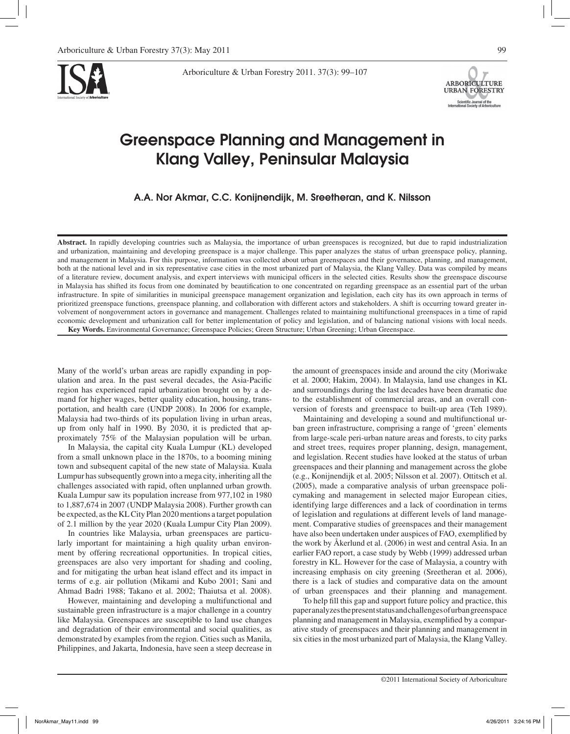# Greenspace Planning and Management in Klang Valley, Peninsular Malaysia

**A.A. Nor Akmar, C.C. Konijnendijk, M. Sreetheran, and K. Nilsson**

**Abstract.** In rapidly developing countries such as Malaysia, the importance of urban greenspaces is recognized, but due to rapid industrialization and urbanization, maintaining and developing greenspace is a major challenge. This paper analyzes the status of urban greenspace policy, planning, and management in Malaysia. For this purpose, information was collected about urban greenspaces and their governance, planning, and management, both at the national level and in six representative case cities in the most urbanized part of Malaysia, the Klang Valley. Data was compiled by means of a literature review, document analysis, and expert interviews with municipal officers in the selected cities. Results show the greenspace discourse in Malaysia has shifted its focus from one dominated by beautification to one concentrated on regarding greenspace as an essential part of the urban infrastructure. In spite of similarities in municipal greenspace management organization and legislation, each city has its own approach in terms of prioritized greenspace functions, greenspace planning, and collaboration with different actors and stakeholders. A shift is occurring toward greater involvement of nongovernment actors in governance and management. Challenges related to maintaining multifunctional greenspaces in a time of rapid economic development and urbanization call for better implementation of policy and legislation, and of balancing national visions with local needs.

**Key Words.** Environmental Governance; Greenspace Policies; Green Structure; Urban Greening; Urban Greenspace.

Many of the world's urban areas are rapidly expanding in population and area. In the past several decades, the Asia-Pacific region has experienced rapid urbanization brought on by a demand for higher wages, better quality education, housing, transportation, and health care (UNDP 2008). In 2006 for example, Malaysia had two-thirds of its population living in urban areas, up from only half in 1990. By 2030, it is predicted that approximately 75% of the Malaysian population will be urban.

In Malaysia, the capital city Kuala Lumpur (KL) developed from a small unknown place in the 1870s, to a booming mining town and subsequent capital of the new state of Malaysia. Kuala Lumpur has subsequently grown into a mega city, inheriting all the challenges associated with rapid, often unplanned urban growth. Kuala Lumpur saw its population increase from 977,102 in 1980 to 1,887,674 in 2007 (UNDP Malaysia 2008). Further growth can be expected, as the KL City Plan 2020 mentions a target population of 2.1 million by the year 2020 (Kuala Lumpur City Plan 2009).

In countries like Malaysia, urban greenspaces are particularly important for maintaining a high quality urban environment by offering recreational opportunities. In tropical cities, greenspaces are also very important for shading and cooling, and for mitigating the urban heat island effect and its impact in terms of e.g. air pollution (Mikami and Kubo 2001; Sani and Ahmad Badri 1988; Takano et al. 2002; Thaiutsa et al. 2008).

However, maintaining and developing a multifunctional and sustainable green infrastructure is a major challenge in a country like Malaysia. Greenspaces are susceptible to land use changes and degradation of their environmental and social qualities, as demonstrated by examples from the region. Cities such as Manila, Philippines, and Jakarta, Indonesia, have seen a steep decrease in the amount of greenspaces inside and around the city (Moriwake et al. 2000; Hakim, 2004). In Malaysia, land use changes in KL and surroundings during the last decades have been dramatic due to the establishment of commercial areas, and an overall conversion of forests and greenspace to built-up area (Teh 1989).

Maintaining and developing a sound and multifunctional urban green infrastructure, comprising a range of 'green' elements from large-scale peri-urban nature areas and forests, to city parks and street trees, requires proper planning, design, management, and legislation. Recent studies have looked at the status of urban greenspaces and their planning and management across the globe (e.g., Konijnendijk et al. 2005; Nilsson et al. 2007). Ottitsch et al. (2005), made a comparative analysis of urban greenspace policymaking and management in selected major European cities, identifying large differences and a lack of coordination in terms of legislation and regulations at different levels of land management. Comparative studies of greenspaces and their management have also been undertaken under auspices of FAO, exemplified by the work by Åkerlund et al. (2006) in west and central Asia. In an earlier FAO report, a case study by Webb (1999) addressed urban forestry in KL. However for the case of Malaysia, a country with increasing emphasis on city greening (Sreetheran et al. 2006), there is a lack of studies and comparative data on the amount of urban greenspaces and their planning and management.

To help fill this gap and support future policy and practice, this paper analyzes the present status and challenges of urban greenspace planning and management in Malaysia, exemplified by a comparative study of greenspaces and their planning and management in six cities in the most urbanized part of Malaysia, the Klang Valley.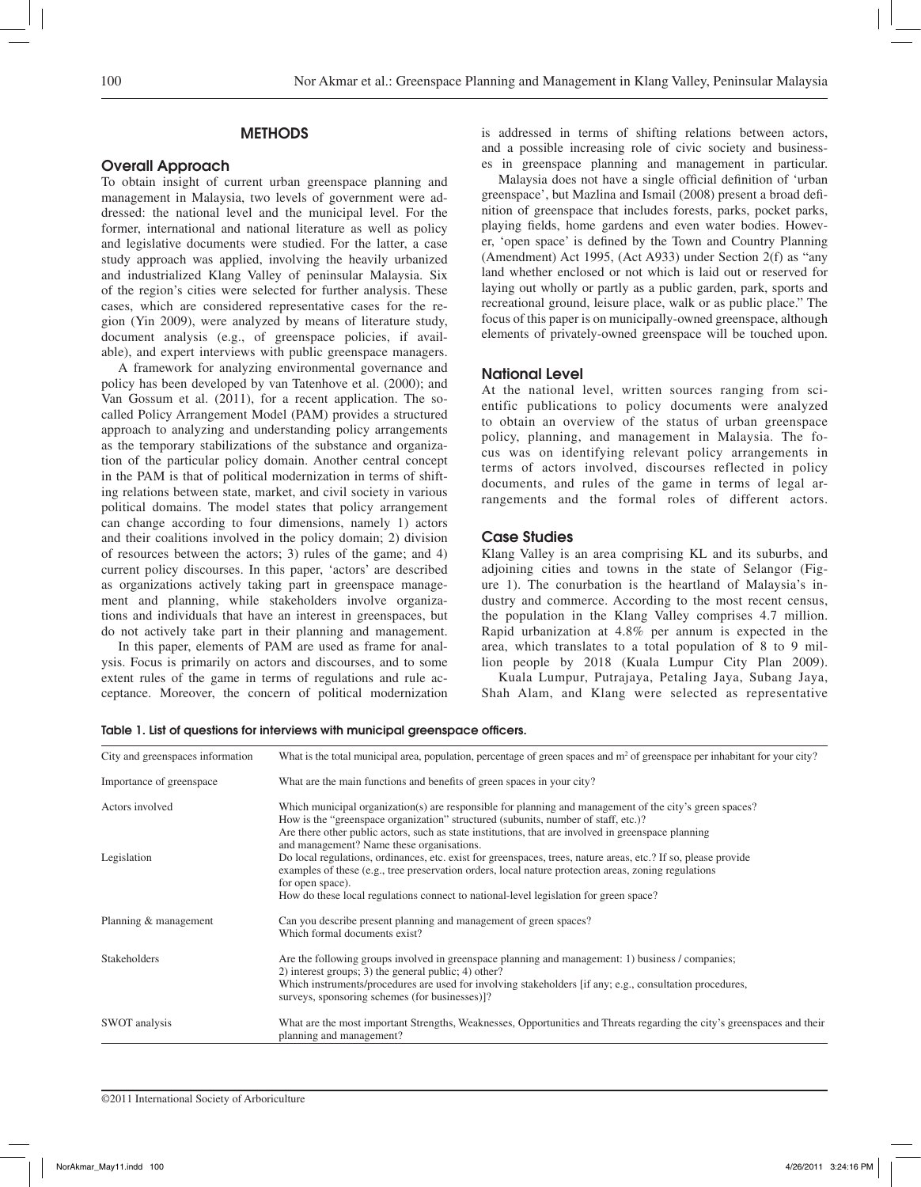## METHODS

### Overall Approach

To obtain insight of current urban greenspace planning and management in Malaysia, two levels of government were addressed: the national level and the municipal level. For the former, international and national literature as well as policy and legislative documents were studied. For the latter, a case study approach was applied, involving the heavily urbanized and industrialized Klang Valley of peninsular Malaysia. Six of the region's cities were selected for further analysis. These cases, which are considered representative cases for the region (Yin 2009), were analyzed by means of literature study, document analysis (e.g., of greenspace policies, if available), and expert interviews with public greenspace managers.

A framework for analyzing environmental governance and policy has been developed by van Tatenhove et al. (2000); and Van Gossum et al. (2011), for a recent application. The so-called Policy Arrangement Model (PAM) provides a structured approach to analyzing and understanding policy arrangements as the temporary stabilizations of the substance and organization of the particular policy domain. Another central concept in the PAM is that of political modernization in terms of shifting relations between state, market, and civil society in various political domains. The model states that policy arrangement can change according to four dimensions, namely 1) actors and their coalitions involved in the policy domain; 2) division of resources between the actors; 3) rules of the game; and 4) current policy discourses. In this paper, 'actors' are described as organizations actively taking part in greenspace management and planning, while stakeholders involve organizations and individuals that have an interest in greenspaces, but do not actively take part in their planning and management.

In this paper, elements of PAM are used as frame for analysis. Focus is primarily on actors and discourses, and to some extent rules of the game in terms of regulations and rule acceptance. Moreover, the concern of political modernization is addressed in terms of shifting relations between actors, and a possible increasing role of civic society and businesses in greenspace planning and management in particular.

Malaysia does not have a single official definition of 'urban greenspace', but Mazlina and Ismail (2008) present a broad definition of greenspace that includes forests, parks, pocket parks, playing fields, home gardens and even water bodies. However, 'open space' is defined by the Town and Country Planning (Amendment) Act 1995, (Act A933) under Section 2(f) as "any land whether enclosed or not which is laid out or reserved for laying out wholly or partly as a public garden, park, sports and recreational ground, leisure place, walk or as public place." The focus of this paper is on municipally-owned greenspace, although elements of privately-owned greenspace will be touched upon.

### National Level

At the national level, written sources ranging from scientific publications to policy documents were analyzed to obtain an overview of the status of urban greenspace policy, planning, and management in Malaysia. The focus was on identifying relevant policy arrangements in terms of actors involved, discourses reflected in policy documents, and rules of the game in terms of legal arrangements and the formal roles of different actors.

### Case Studies

Klang Valley is an area comprising KL and its suburbs, and adjoining cities and towns in the state of Selangor (Figure 1). The conurbation is the heartland of Malaysia's industry and commerce. According to the most recent census, the population in the Klang Valley comprises 4.7 million. Rapid urbanization at 4.8% per annum is expected in the area, which translates to a total population of 8 to 9 million people by 2018 (Kuala Lumpur City Plan 2009).

Kuala Lumpur, Putrajaya, Petaling Jaya, Subang Jaya, Shah Alam, and Klang were selected as representative

**Table 1. List of questions for interviews with municipal greenspace officers.**

| | |
|---|---|
| City and greenspaces information | What is the total municipal area, population, percentage of green spaces and m$^2$ of greenspace per inhabitant for your city? |
| Importance of greenspace | What are the main functions and benefits of green spaces in your city? |
| Actors involved | Which municipal organization(s) are responsible for planning and management of the city's green spaces? How is the "greenspace organization" structured (subunits, number of staff, etc.)? Are there other public actors, such as state institutions, that are involved in greenspace planning and management? Name these organisations. |
| Legislation | Do local regulations, ordinances, etc. exist for greenspaces, trees, nature areas, etc.? If so, please provide examples of these (e.g., tree preservation orders, local nature protection areas, zoning regulations for open space). How do these local regulations connect to national-level legislation for green space? |
| Planning & management | Can you describe present planning and management of green spaces? Which formal documents exist? |
| Stakeholders | Are the following groups involved in greenspace planning and management: 1) business / companies; 2) interest groups; 3) the general public; 4) other? Which instruments/procedures are used for involving stakeholders [if any; e.g., consultation procedures, surveys, sponsoring schemes (for businesses)]? |
| SWOT analysis | What are the most important Strengths, Weaknesses, Opportunities and Threats regarding the city's greenspaces and their planning and management? |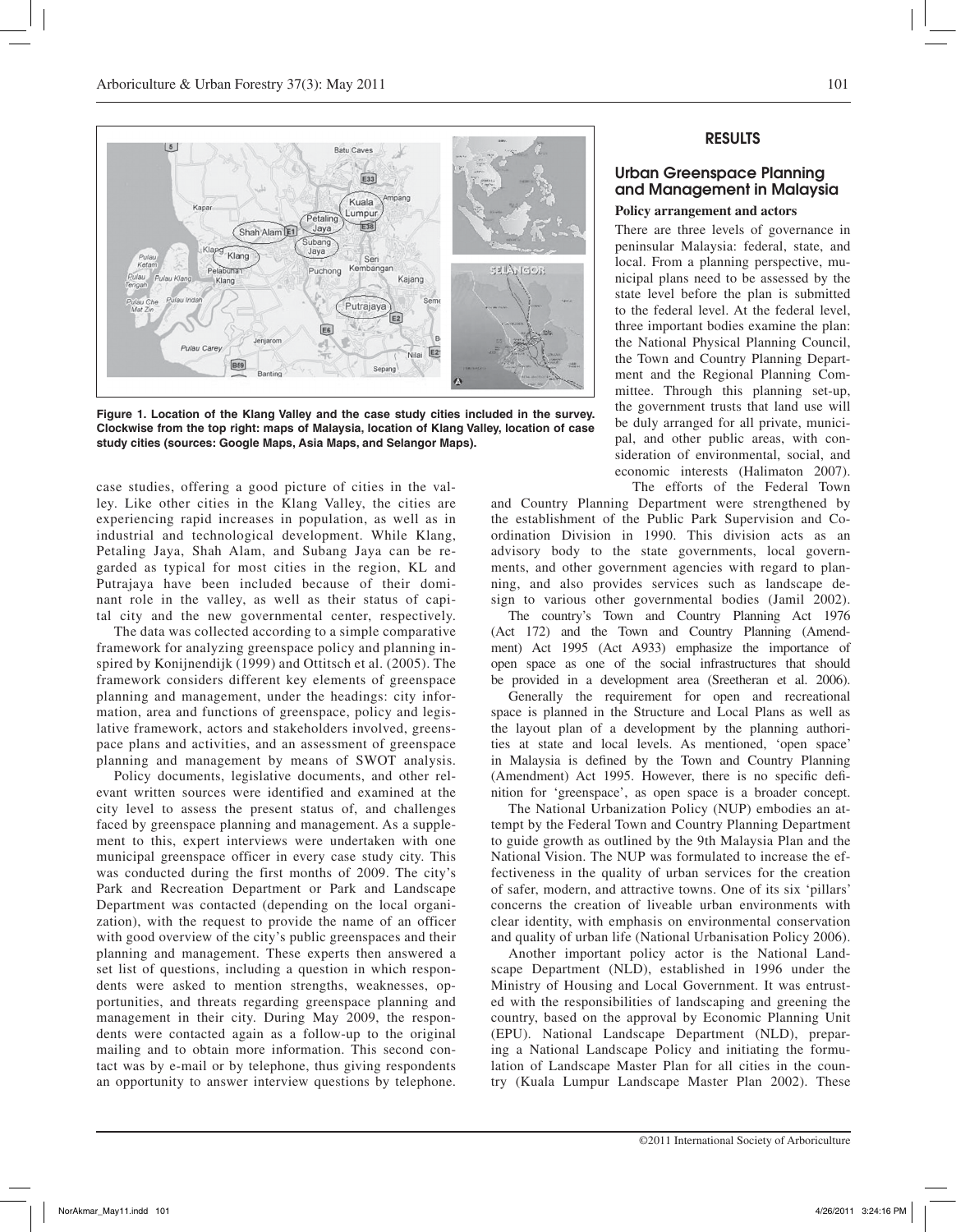Figure 1. Location of the Klang Valley and the case study cities included in the survey. Clockwise from the top right: maps of Malaysia, location of Klang Valley, location of case study cities (sources: Google Maps, Asia Maps, and Selangor Maps).

case studies, offering a good picture of cities in the valley. Like other cities in the Klang Valley, the cities are experiencing rapid increases in population, as well as in industrial and technological development. While Klang, Petaling Jaya, Shah Alam, and Subang Jaya can be regarded as typical for most cities in the region, KL and Putrajaya have been included because of their dominant role in the valley, as well as their status of capital city and the new governmental center, respectively.

The data was collected according to a simple comparative framework for analyzing greenspace policy and planning inspired by Konijnendijk (1999) and Ottitsch et al. (2005). The framework considers different key elements of greenspace planning and management, under the headings: city information, area and functions of greenspace, policy and legislative framework, actors and stakeholders involved, greenspace plans and activities, and an assessment of greenspace planning and management by means of SWOT analysis.

Policy documents, legislative documents, and other relevant written sources were identified and examined at the city level to assess the present status of, and challenges faced by greenspace planning and management. As a supplement to this, expert interviews were undertaken with one municipal greenspace officer in every case study city. This was conducted during the first months of 2009. The city's Park and Recreation Department or Park and Landscape Department was contacted (depending on the local organization), with the request to provide the name of an officer with good overview of the city's public greenspaces and their planning and management. These experts then answered a set list of questions, including a question in which respondents were asked to mention strengths, weaknesses, opportunities, and threats regarding greenspace planning and management in their city. During May 2009, the respondents were contacted again as a follow-up to the original mailing and to obtain more information. This second contact was by e-mail or by telephone, thus giving respondents an opportunity to answer interview questions by telephone.

## RESULTS

## Urban Greenspace Planning and Management in Malaysia

### Policy arrangement and actors

There are three levels of governance in peninsular Malaysia: federal, state, and local. From a planning perspective, municipal plans need to be assessed by the state level before the plan is submitted to the federal level. At the federal level, three important bodies examine the plan: the National Physical Planning Council, the Town and Country Planning Department and the Regional Planning Committee. Through this planning set-up, the government trusts that land use will be duly arranged for all private, municipal, and other public areas, with consideration of environmental, social, and economic interests (Halimaton 2007).

The efforts of the Federal Town and Country Planning Department were strengthened by the establishment of the Public Park Supervision and Coordination Division in 1990. This division acts as an advisory body to the state governments, local governments, and other government agencies with regard to planning, and also provides services such as landscape design to various other governmental bodies (Jamil 2002).

The country's Town and Country Planning Act 1976 (Act 172) and the Town and Country Planning (Amendment) Act 1995 (Act A933) emphasize the importance of open space as one of the social infrastructures that should be provided in a development area (Sreetheran et al. 2006).

Generally the requirement for open and recreational space is planned in the Structure and Local Plans as well as the layout plan of a development by the planning authorities at state and local levels. As mentioned, 'open space' in Malaysia is defined by the Town and Country Planning (Amendment) Act 1995. However, there is no specific definition for 'greenspace', as open space is a broader concept.

The National Urbanization Policy (NUP) embodies an attempt by the Federal Town and Country Planning Department to guide growth as outlined by the 9th Malaysia Plan and the National Vision. The NUP was formulated to increase the effectiveness in the quality of urban services for the creation of safer, modern, and attractive towns. One of its six 'pillars' concerns the creation of liveable urban environments with clear identity, with emphasis on environmental conservation and quality of urban life (National Urbanisation Policy 2006).

Another important policy actor is the National Landscape Department (NLD), established in 1996 under the Ministry of Housing and Local Government. It was entrusted with the responsibilities of landscaping and greening the country, based on the approval by Economic Planning Unit (EPU). National Landscape Department (NLD), preparing a National Landscape Policy and initiating the formulation of Landscape Master Plan for all cities in the country (Kuala Lumpur Landscape Master Plan 2002). These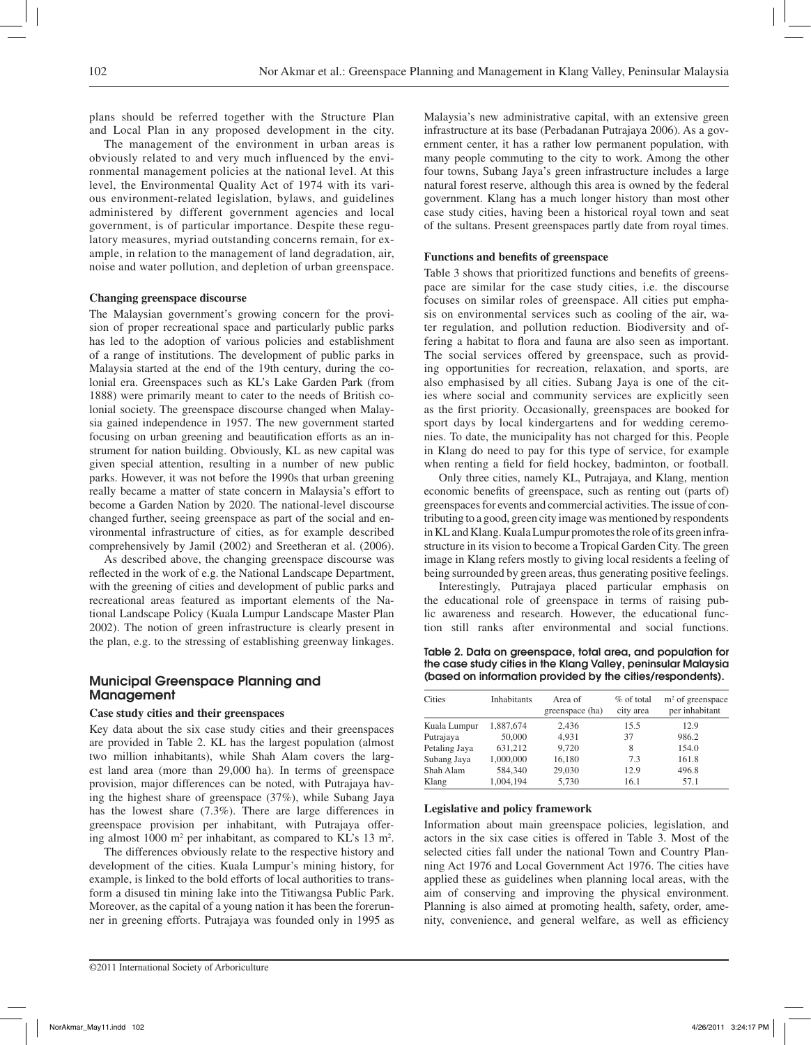plans should be referred together with the Structure Plan and Local Plan in any proposed development in the city.

The management of the environment in urban areas is obviously related to and very much influenced by the environmental management policies at the national level. At this level, the Environmental Quality Act of 1974 with its various environment-related legislation, bylaws, and guidelines administered by different government agencies and local government, is of particular importance. Despite these regulatory measures, myriad outstanding concerns remain, for example, in relation to the management of land degradation, air, noise and water pollution, and depletion of urban greenspace.

### Changing greenspace discourse

The Malaysian government's growing concern for the provision of proper recreational space and particularly public parks has led to the adoption of various policies and establishment of a range of institutions. The development of public parks in Malaysia started at the end of the 19th century, during the colonial era. Greenspaces such as KL's Lake Garden Park (from 1888) were primarily meant to cater to the needs of British colonial society. The greenspace discourse changed when Malaysia gained independence in 1957. The new government started focusing on urban greening and beautification efforts as an instrument for nation building. Obviously, KL as new capital was given special attention, resulting in a number of new public parks. However, it was not before the 1990s that urban greening really became a matter of state concern in Malaysia's effort to become a Garden Nation by 2020. The national-level discourse changed further, seeing greenspace as part of the social and environmental infrastructure of cities, as for example described comprehensively by Jamil (2002) and Sreetheran et al. (2006).

As described above, the changing greenspace discourse was reflected in the work of e.g. the National Landscape Department, with the greening of cities and development of public parks and recreational areas featured as important elements of the National Landscape Policy (Kuala Lumpur Landscape Master Plan 2002). The notion of green infrastructure is clearly present in the plan, e.g. to the stressing of establishing greenway linkages.

## Municipal Greenspace Planning and Management

### Case study cities and their greenspaces

Key data about the six case study cities and their greenspaces are provided in Table 2. KL has the largest population (almost two million inhabitants), while Shah Alam covers the largest land area (more than 29,000 ha). In terms of greenspace provision, major differences can be noted, with Putrajaya having the highest share of greenspace (37%), while Subang Jaya has the lowest share (7.3%). There are large differences in greenspace provision per inhabitant, with Putrajaya offering almost 1000 m$^2$ per inhabitant, as compared to KL's 13 m$^2$.

The differences obviously relate to the respective history and development of the cities. Kuala Lumpur's mining history, for example, is linked to the bold efforts of local authorities to transform a disused tin mining lake into the Titiwangsa Public Park. Moreover, as the capital of a young nation it has been the forerunner in greening efforts. Putrajaya was founded only in 1995 as Malaysia's new administrative capital, with an extensive green infrastructure at its base (Perbadanan Putrajaya 2006). As a government center, it has a rather low permanent population, with many people commuting to the city to work. Among the other four towns, Subang Jaya's green infrastructure includes a large natural forest reserve, although this area is owned by the federal government. Klang has a much longer history than most other case study cities, having been a historical royal town and seat of the sultans. Present greenspaces partly date from royal times.

### Functions and benefits of greenspace

Table 3 shows that prioritized functions and benefits of greenspace are similar for the case study cities, i.e. the discourse focuses on similar roles of greenspace. All cities put emphasis on environmental services such as cooling of the air, water regulation, and pollution reduction. Biodiversity and offering a habitat to flora and fauna are also seen as important. The social services offered by greenspace, such as providing opportunities for recreation, relaxation, and sports, are also emphasised by all cities. Subang Jaya is one of the cities where social and community services are explicitly seen as the first priority. Occasionally, greenspaces are booked for sport days by local kindergartens and for wedding ceremonies. To date, the municipality has not charged for this. People in Klang do need to pay for this type of service, for example when renting a field for field hockey, badminton, or football.

Only three cities, namely KL, Putrajaya, and Klang, mention economic benefits of greenspace, such as renting out (parts of) greenspaces for events and commercial activities. The issue of contributing to a good, green city image was mentioned by respondents in KL and Klang. Kuala Lumpur promotes the role of its green infrastructure in its vision to become a Tropical Garden City. The green image in Klang refers mostly to giving local residents a feeling of being surrounded by green areas, thus generating positive feelings.

Interestingly, Putrajaya placed particular emphasis on the educational role of greenspace in terms of raising public awareness and research. However, the educational function still ranks after environmental and social functions.

**Table 2. Data on greenspace, total area, and population for the case study cities in the Klang Valley, peninsular Malaysia (based on information provided by the cities/respondents).**

| Cities | Inhabitants | Area of greenspace (ha) | % of total city area | m$^2$ of greenspace per inhabitant |
|---|---|---|---|---|
| Kuala Lumpur | 1,887,674 | 2,436 | 15.5 | 12.9 |
| Putrajaya | 50,000 | 4,931 | 37 | 986.2 |
| Petaling Jaya | 631,212 | 9,720 | 8 | 154.0 |
| Subang Jaya | 1,000,000 | 16,180 | 7.3 | 161.8 |
| Shah Alam | 584,340 | 29,030 | 12.9 | 496.8 |
| Klang | 1,004,194 | 5,730 | 16.1 | 57.1 |

### Legislative and policy framework

Information about main greenspace policies, legislation, and actors in the six case cities is offered in Table 3. Most of the selected cities fall under the national Town and Country Planning Act 1976 and Local Government Act 1976. The cities have applied these as guidelines when planning local areas, with the aim of conserving and improving the physical environment. Planning is also aimed at promoting health, safety, order, amenity, convenience, and general welfare, as well as efficiency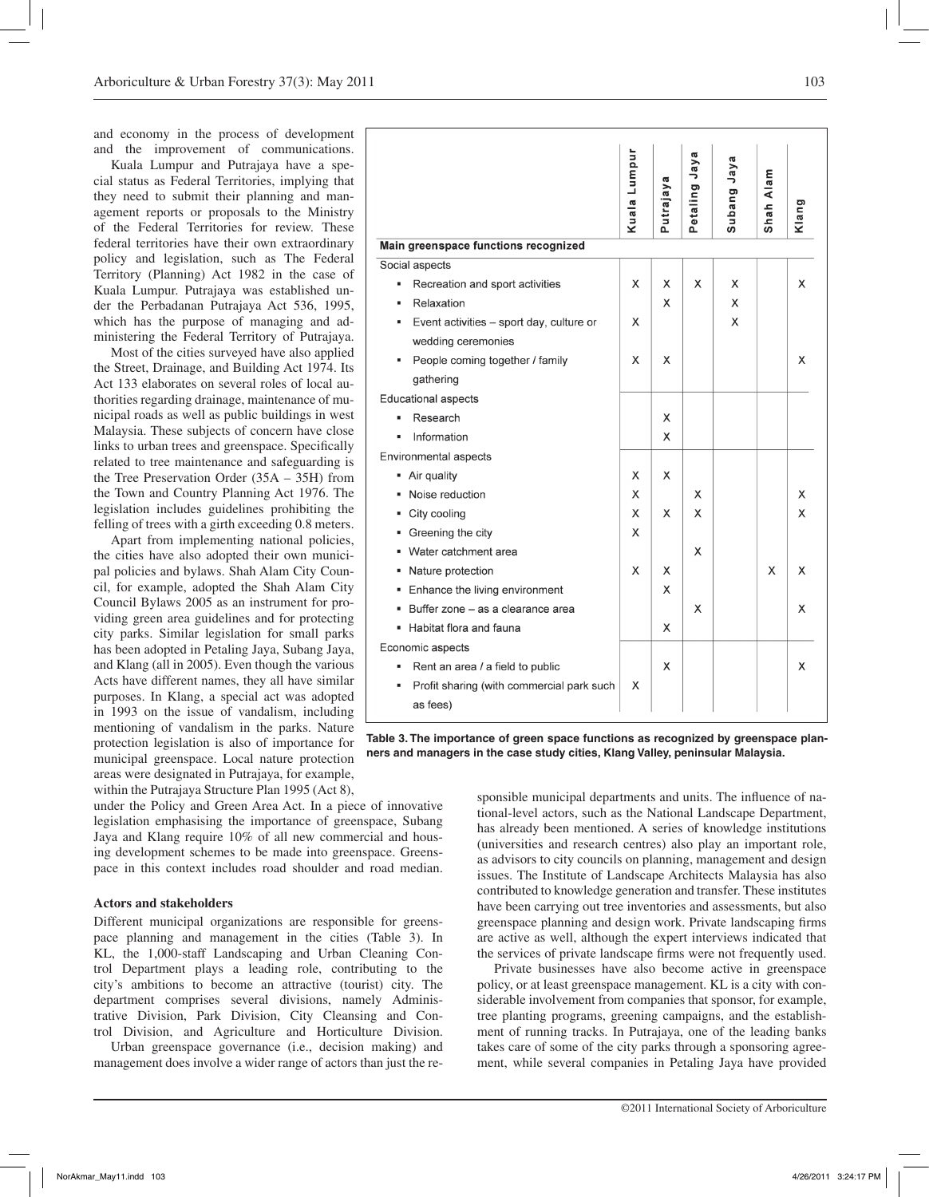and economy in the process of development and the improvement of communications.

Kuala Lumpur and Putrajaya have a special status as Federal Territories, implying that they need to submit their planning and management reports or proposals to the Ministry of the Federal Territories for review. These federal territories have their own extraordinary policy and legislation, such as The Federal Territory (Planning) Act 1982 in the case of Kuala Lumpur. Putrajaya was established under the Perbadanan Putrajaya Act 536, 1995, which has the purpose of managing and administering the Federal Territory of Putrajaya.

Most of the cities surveyed have also applied the Street, Drainage, and Building Act 1974. Its Act 133 elaborates on several roles of local authorities regarding drainage, maintenance of municipal roads as well as public buildings in west Malaysia. These subjects of concern have close links to urban trees and greenspace. Specifically related to tree maintenance and safeguarding is the Tree Preservation Order (35A – 35H) from the Town and Country Planning Act 1976. The legislation includes guidelines prohibiting the felling of trees with a girth exceeding 0.8 meters.

Apart from implementing national policies, the cities have also adopted their own municipal policies and bylaws. Shah Alam City Council, for example, adopted the Shah Alam City Council Bylaws 2005 as an instrument for providing green area guidelines and for protecting city parks. Similar legislation for small parks has been adopted in Petaling Jaya, Subang Jaya, and Klang (all in 2005). Even though the various Acts have different names, they all have similar purposes. In Klang, a special act was adopted in 1993 on the issue of vandalism, including mentioning of vandalism in the parks. Nature protection legislation is also of importance for municipal greenspace. Local nature protection areas were designated in Putrajaya, for example, within the Putrajaya Structure Plan 1995 (Act 8), under the Policy and Green Area Act. In a piece of innovative legislation emphasising the importance of greenspace, Subang Jaya and Klang require 10% of all new commercial and housing development schemes to be made into greenspace. Greenspace in this context includes road shoulder and road median.

| Main greenspace functions recognized | Kuala Lumpur | Putrajaya | Petaling Jaya | Subang Jaya | Shah Alam | Klang |
|---|---|---|---|---|---|---|
| **Social aspects** | | | | | | |
| ▪ Recreation and sport activities | X | X | X | X | | X |
| ▪ Relaxation | | X | | X | | |
| ▪ Event activities – sport day, culture or wedding ceremonies | X | | | X | | |
| ▪ People coming together / family gathering | X | X | | | | X |
| **Educational aspects** | | | | | | |
| ▪ Research | | X | | | | |
| ▪ Information | | X | | | | |
| **Environmental aspects** | | | | | | |
| ▪ Air quality | X | X | | | | |
| ▪ Noise reduction | X | | X | | | X |
| ▪ City cooling | X | X | X | | | X |
| ▪ Greening the city | X | | | | | |
| ▪ Water catchment area | | | X | | | |
| ▪ Nature protection | X | X | | | X | X |
| ▪ Enhance the living environment | | X | | | | |
| ▪ Buffer zone – as a clearance area | | | X | | | X |
| ▪ Habitat flora and fauna | | X | | | | |
| **Economic aspects** | | | | | | |
| ▪ Rent an area / a field to public | | X | | | | X |
| ▪ Profit sharing (with commercial park such as fees) | X | | | | | |

**Table 3. The importance of green space functions as recognized by greenspace planners and managers in the case study cities, Klang Valley, peninsular Malaysia.**

### Actors and stakeholders

Different municipal organizations are responsible for greenspace planning and management in the cities (Table 3). In KL, the 1,000-staff Landscaping and Urban Cleaning Control Department plays a leading role, contributing to the city's ambitions to become an attractive (tourist) city. The department comprises several divisions, namely Administrative Division, Park Division, City Cleansing and Control Division, and Agriculture and Horticulture Division.

Urban greenspace governance (i.e., decision making) and management does involve a wider range of actors than just the responsible municipal departments and units. The influence of national-level actors, such as the National Landscape Department, has already been mentioned. A series of knowledge institutions (universities and research centres) also play an important role, as advisors to city councils on planning, management and design issues. The Institute of Landscape Architects Malaysia has also contributed to knowledge generation and transfer. These institutes have been carrying out tree inventories and assessments, but also greenspace planning and design work. Private landscaping firms are active as well, although the expert interviews indicated that the services of private landscape firms were not frequently used.

Private businesses have also become active in greenspace policy, or at least greenspace management. KL is a city with considerable involvement from companies that sponsor, for example, tree planting programs, greening campaigns, and the establishment of running tracks. In Putrajaya, one of the leading banks takes care of some of the city parks through a sponsoring agreement, while several companies in Petaling Jaya have provided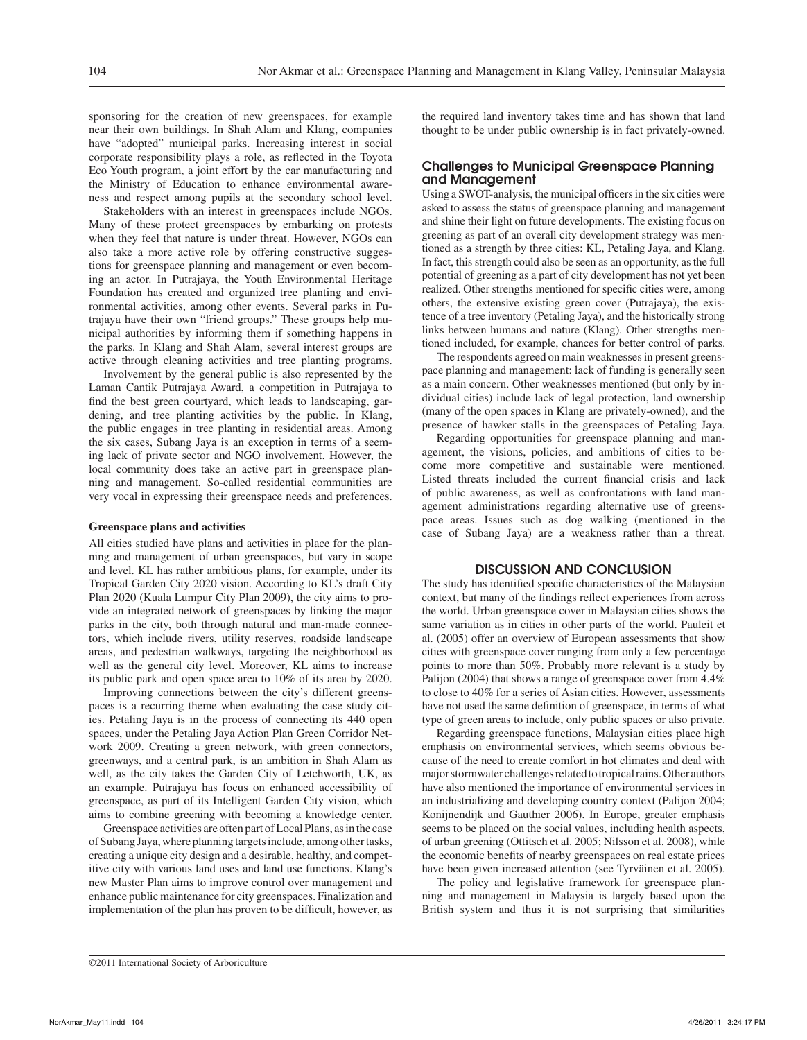sponsoring for the creation of new greenspaces, for example near their own buildings. In Shah Alam and Klang, companies have "adopted" municipal parks. Increasing interest in social corporate responsibility plays a role, as reflected in the Toyota Eco Youth program, a joint effort by the car manufacturing and the Ministry of Education to enhance environmental awareness and respect among pupils at the secondary school level.

Stakeholders with an interest in greenspaces include NGOs. Many of these protect greenspaces by embarking on protests when they feel that nature is under threat. However, NGOs can also take a more active role by offering constructive suggestions for greenspace planning and management or even becoming an actor. In Putrajaya, the Youth Environmental Heritage Foundation has created and organized tree planting and environmental activities, among other events. Several parks in Putrajaya have their own "friend groups." These groups help municipal authorities by informing them if something happens in the parks. In Klang and Shah Alam, several interest groups are active through cleaning activities and tree planting programs.

Involvement by the general public is also represented by the Laman Cantik Putrajaya Award, a competition in Putrajaya to find the best green courtyard, which leads to landscaping, gardening, and tree planting activities by the public. In Klang, the public engages in tree planting in residential areas. Among the six cases, Subang Jaya is an exception in terms of a seeming lack of private sector and NGO involvement. However, the local community does take an active part in greenspace planning and management. So-called residential communities are very vocal in expressing their greenspace needs and preferences.

**Greenspace plans and activities**

All cities studied have plans and activities in place for the planning and management of urban greenspaces, but vary in scope and level. KL has rather ambitious plans, for example, under its Tropical Garden City 2020 vision. According to KL's draft City Plan 2020 (Kuala Lumpur City Plan 2009), the city aims to provide an integrated network of greenspaces by linking the major parks in the city, both through natural and man-made connectors, which include rivers, utility reserves, roadside landscape areas, and pedestrian walkways, targeting the neighborhood as well as the general city level. Moreover, KL aims to increase its public park and open space area to 10% of its area by 2020.

Improving connections between the city's different greenspaces is a recurring theme when evaluating the case study cities. Petaling Jaya is in the process of connecting its 440 open spaces, under the Petaling Jaya Action Plan Green Corridor Network 2009. Creating a green network, with green connectors, greenways, and a central park, is an ambition in Shah Alam as well, as the city takes the Garden City of Letchworth, UK, as an example. Putrajaya has focus on enhanced accessibility of greenspace, as part of its Intelligent Garden City vision, which aims to combine greening with becoming a knowledge center.

Greenspace activities are often part of Local Plans, as in the case of Subang Jaya, where planning targets include, among other tasks, creating a unique city design and a desirable, healthy, and competitive city with various land uses and land use functions. Klang's new Master Plan aims to improve control over management and enhance public maintenance for city greenspaces. Finalization and implementation of the plan has proven to be difficult, however, as the required land inventory takes time and has shown that land thought to be under public ownership is in fact privately-owned.

## Challenges to Municipal Greenspace Planning and Management

Using a SWOT-analysis, the municipal officers in the six cities were asked to assess the status of greenspace planning and management and shine their light on future developments. The existing focus on greening as part of an overall city development strategy was mentioned as a strength by three cities: KL, Petaling Jaya, and Klang. In fact, this strength could also be seen as an opportunity, as the full potential of greening as a part of city development has not yet been realized. Other strengths mentioned for specific cities were, among others, the extensive existing green cover (Putrajaya), the existence of a tree inventory (Petaling Jaya), and the historically strong links between humans and nature (Klang). Other strengths mentioned included, for example, chances for better control of parks.

The respondents agreed on main weaknesses in present greenspace planning and management: lack of funding is generally seen as a main concern. Other weaknesses mentioned (but only by individual cities) include lack of legal protection, land ownership (many of the open spaces in Klang are privately-owned), and the presence of hawker stalls in the greenspaces of Petaling Jaya.

Regarding opportunities for greenspace planning and management, the visions, policies, and ambitions of cities to become more competitive and sustainable were mentioned. Listed threats included the current financial crisis and lack of public awareness, as well as confrontations with land management administrations regarding alternative use of greenspace areas. Issues such as dog walking (mentioned in the case of Subang Jaya) are a weakness rather than a threat.

## DISCUSSION AND CONCLUSION

The study has identified specific characteristics of the Malaysian context, but many of the findings reflect experiences from across the world. Urban greenspace cover in Malaysian cities shows the same variation as in cities in other parts of the world. Pauleit et al. (2005) offer an overview of European assessments that show cities with greenspace cover ranging from only a few percentage points to more than 50%. Probably more relevant is a study by Palijon (2004) that shows a range of greenspace cover from 4.4% to close to 40% for a series of Asian cities. However, assessments have not used the same definition of greenspace, in terms of what type of green areas to include, only public spaces or also private.

Regarding greenspace functions, Malaysian cities place high emphasis on environmental services, which seems obvious because of the need to create comfort in hot climates and deal with major stormwater challenges related to tropical rains. Other authors have also mentioned the importance of environmental services in an industrializing and developing country context (Palijon 2004; Konijnendijk and Gauthier 2006). In Europe, greater emphasis seems to be placed on the social values, including health aspects, of urban greening (Ottitsch et al. 2005; Nilsson et al. 2008), while the economic benefits of nearby greenspaces on real estate prices have been given increased attention (see Tyrväinen et al. 2005).

The policy and legislative framework for greenspace planning and management in Malaysia is largely based upon the British system and thus it is not surprising that similarities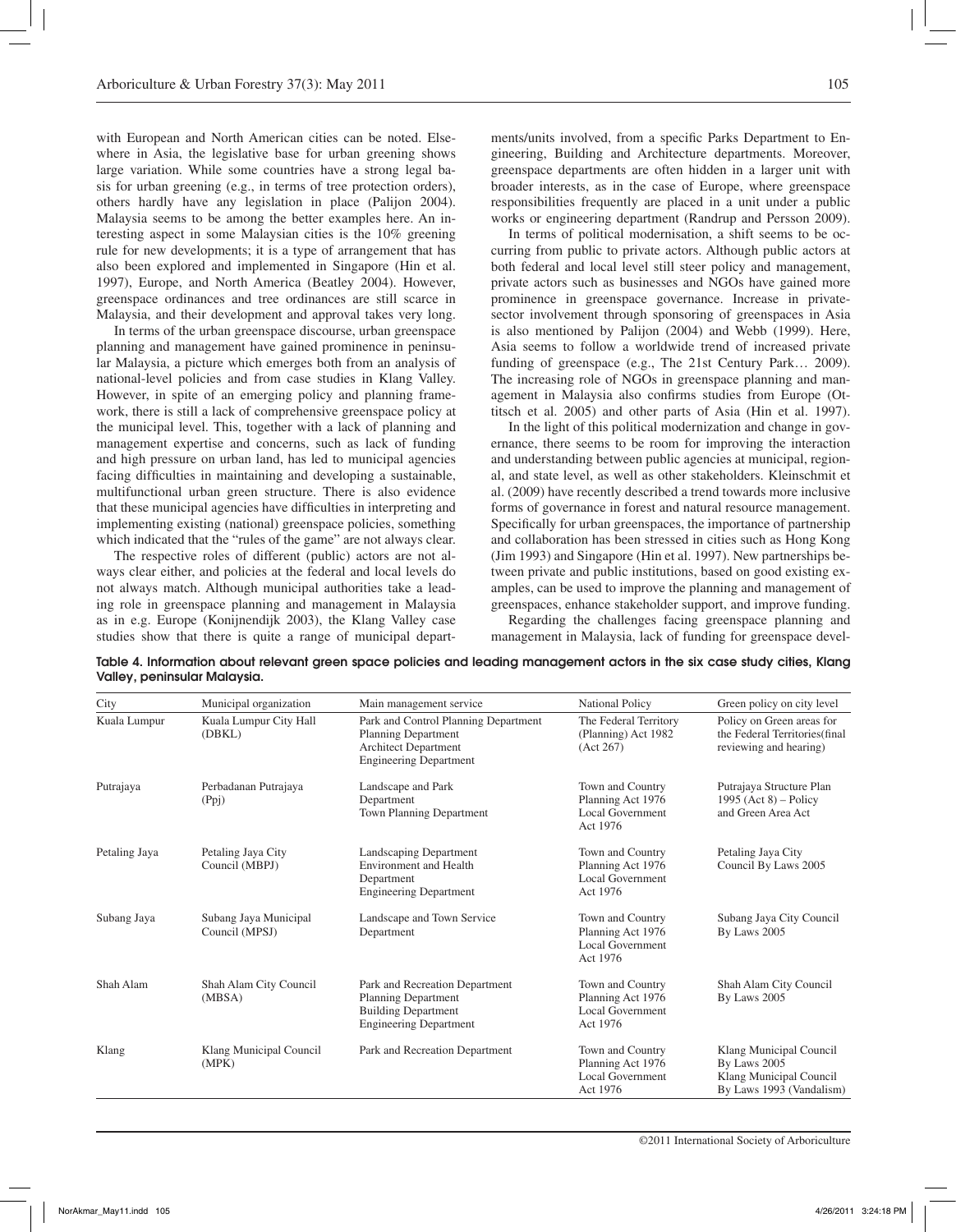with European and North American cities can be noted. Elsewhere in Asia, the legislative base for urban greening shows large variation. While some countries have a strong legal basis for urban greening (e.g., in terms of tree protection orders), others hardly have any legislation in place (Palijon 2004). Malaysia seems to be among the better examples here. An interesting aspect in some Malaysian cities is the 10% greening rule for new developments; it is a type of arrangement that has also been explored and implemented in Singapore (Hin et al. 1997), Europe, and North America (Beatley 2004). However, greenspace ordinances and tree ordinances are still scarce in Malaysia, and their development and approval takes very long.

In terms of the urban greenspace discourse, urban greenspace planning and management have gained prominence in peninsular Malaysia, a picture which emerges both from an analysis of national-level policies and from case studies in Klang Valley. However, in spite of an emerging policy and planning framework, there is still a lack of comprehensive greenspace policy at the municipal level. This, together with a lack of planning and management expertise and concerns, such as lack of funding and high pressure on urban land, has led to municipal agencies facing difficulties in maintaining and developing a sustainable, multifunctional urban green structure. There is also evidence that these municipal agencies have difficulties in interpreting and implementing existing (national) greenspace policies, something which indicated that the "rules of the game" are not always clear.

The respective roles of different (public) actors are not always clear either, and policies at the federal and local levels do not always match. Although municipal authorities take a leading role in greenspace planning and management in Malaysia as in e.g. Europe (Konijnendijk 2003), the Klang Valley case studies show that there is quite a range of municipal departments/units involved, from a specific Parks Department to Engineering, Building and Architecture departments. Moreover, greenspace departments are often hidden in a larger unit with broader interests, as in the case of Europe, where greenspace responsibilities frequently are placed in a unit under a public works or engineering department (Randrup and Persson 2009).

In terms of political modernisation, a shift seems to be occurring from public to private actors. Although public actors at both federal and local level still steer policy and management, private actors such as businesses and NGOs have gained more prominence in greenspace governance. Increase in private-sector involvement through sponsoring of greenspaces in Asia is also mentioned by Palijon (2004) and Webb (1999). Here, Asia seems to follow a worldwide trend of increased private funding of greenspace (e.g., The 21st Century Park… 2009). The increasing role of NGOs in greenspace planning and management in Malaysia also confirms studies from Europe (Ottitsch et al. 2005) and other parts of Asia (Hin et al. 1997).

In the light of this political modernization and change in governance, there seems to be room for improving the interaction and understanding between public agencies at municipal, regional, and state level, as well as other stakeholders. Kleinschmit et al. (2009) have recently described a trend towards more inclusive forms of governance in forest and natural resource management. Specifically for urban greenspaces, the importance of partnership and collaboration has been stressed in cities such as Hong Kong (Jim 1993) and Singapore (Hin et al. 1997). New partnerships between private and public institutions, based on good existing examples, can be used to improve the planning and management of greenspaces, enhance stakeholder support, and improve funding.

Regarding the challenges facing greenspace planning and management in Malaysia, lack of funding for greenspace devel-

**Table 4. Information about relevant green space policies and leading management actors in the six case study cities, Klang Valley, peninsular Malaysia.**

| City | Municipal organization | Main management service | National Policy | Green policy on city level |
|---|---|---|---|---|
| Kuala Lumpur | Kuala Lumpur City Hall (DBKL) | Park and Control Planning Department<br>Planning Department<br>Architect Department<br>Engineering Department | The Federal Territory (Planning) Act 1982 (Act 267) | Policy on Green areas for the Federal Territories(final reviewing and hearing) |
| Putrajaya | Perbadanan Putrajaya (Ppj) | Landscape and Park Department<br>Town Planning Department | Town and Country Planning Act 1976<br>Local Government Act 1976 | Putrajaya Structure Plan 1995 (Act 8) – Policy and Green Area Act |
| Petaling Jaya | Petaling Jaya City Council (MBPJ) | Landscaping Department<br>Environment and Health Department<br>Engineering Department | Town and Country Planning Act 1976<br>Local Government Act 1976 | Petaling Jaya City Council By Laws 2005 |
| Subang Jaya | Subang Jaya Municipal Council (MPSJ) | Landscape and Town Service Department | Town and Country Planning Act 1976<br>Local Government Act 1976 | Subang Jaya City Council By Laws 2005 |
| Shah Alam | Shah Alam City Council (MBSA) | Park and Recreation Department<br>Planning Department<br>Building Department<br>Engineering Department | Town and Country Planning Act 1976<br>Local Government Act 1976 | Shah Alam City Council By Laws 2005 |
| Klang | Klang Municipal Council (MPK) | Park and Recreation Department | Town and Country Planning Act 1976<br>Local Government Act 1976 | Klang Municipal Council By Laws 2005<br>Klang Municipal Council By Laws 1993 (Vandalism) |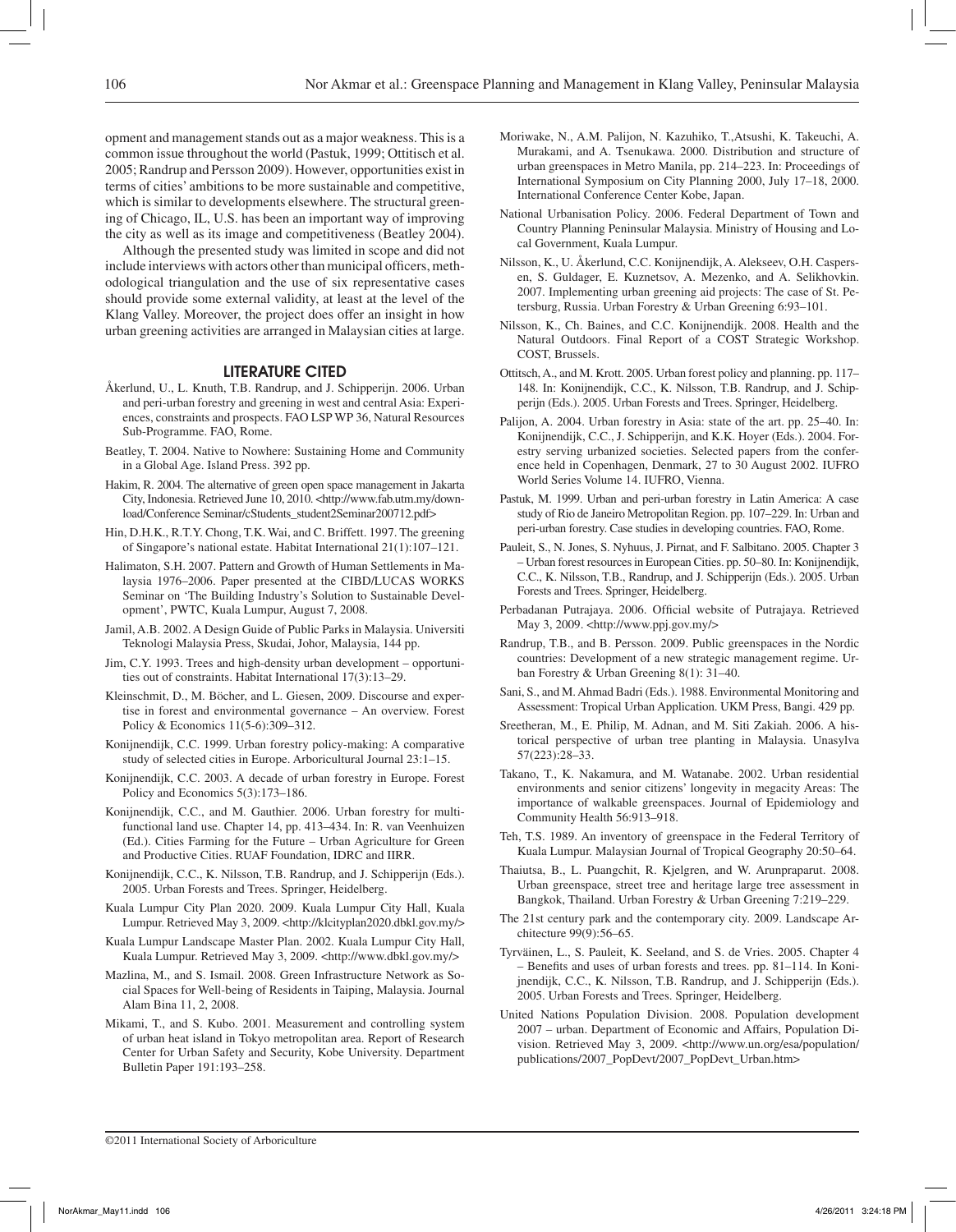opment and management stands out as a major weakness. This is a common issue throughout the world (Pastuk, 1999; Ottitisch et al. 2005; Randrup and Persson 2009). However, opportunities exist in terms of cities' ambitions to be more sustainable and competitive, which is similar to developments elsewhere. The structural greening of Chicago, IL, U.S. has been an important way of improving the city as well as its image and competitiveness (Beatley 2004).

Although the presented study was limited in scope and did not include interviews with actors other than municipal officers, methodological triangulation and the use of six representative cases should provide some external validity, at least at the level of the Klang Valley. Moreover, the project does offer an insight in how urban greening activities are arranged in Malaysian cities at large.

## LITERATURE CITED

Åkerlund, U., L. Knuth, T.B. Randrup, and J. Schipperijn. 2006. Urban and peri-urban forestry and greening in west and central Asia: Experiences, constraints and prospects. FAO LSP WP 36, Natural Resources Sub-Programme. FAO, Rome.

Beatley, T. 2004. Native to Nowhere: Sustaining Home and Community in a Global Age. Island Press. 392 pp.

Hakim, R. 2004. The alternative of green open space management in Jakarta City, Indonesia. Retrieved June 10, 2010. <http://www.fab.utm.my/download/Conference Seminar/cStudents_student2Seminar200712.pdf>

Hin, D.H.K., R.T.Y. Chong, T.K. Wai, and C. Briffett. 1997. The greening of Singapore's national estate. Habitat International 21(1):107–121.

Halimaton, S.H. 2007. Pattern and Growth of Human Settlements in Malaysia 1976–2006. Paper presented at the CIBD/LUCAS WORKS Seminar on 'The Building Industry's Solution to Sustainable Development', PWTC, Kuala Lumpur, August 7, 2008.

Jamil, A.B. 2002. A Design Guide of Public Parks in Malaysia. Universiti Teknologi Malaysia Press, Skudai, Johor, Malaysia, 144 pp.

Jim, C.Y. 1993. Trees and high-density urban development – opportunities out of constraints. Habitat International 17(3):13–29.

Kleinschmit, D., M. Böcher, and L. Giesen, 2009. Discourse and expertise in forest and environmental governance – An overview. Forest Policy & Economics 11(5-6):309–312.

Konijnendijk, C.C. 1999. Urban forestry policy-making: A comparative study of selected cities in Europe. Arboricultural Journal 23:1–15.

Konijnendijk, C.C. 2003. A decade of urban forestry in Europe. Forest Policy and Economics 5(3):173–186.

Konijnendijk, C.C., and M. Gauthier. 2006. Urban forestry for multifunctional land use. Chapter 14, pp. 413–434. In: R. van Veenhuizen (Ed.). Cities Farming for the Future – Urban Agriculture for Green and Productive Cities. RUAF Foundation, IDRC and IIRR.

Konijnendijk, C.C., K. Nilsson, T.B. Randrup, and J. Schipperijn (Eds.). 2005. Urban Forests and Trees. Springer, Heidelberg.

Kuala Lumpur City Plan 2020. 2009. Kuala Lumpur City Hall, Kuala Lumpur. Retrieved May 3, 2009. <http://klcityplan2020.dbkl.gov.my/>

Kuala Lumpur Landscape Master Plan. 2002. Kuala Lumpur City Hall, Kuala Lumpur. Retrieved May 3, 2009. <http://www.dbkl.gov.my/>

Mazlina, M., and S. Ismail. 2008. Green Infrastructure Network as Social Spaces for Well-being of Residents in Taiping, Malaysia. Journal Alam Bina 11, 2, 2008.

Mikami, T., and S. Kubo. 2001. Measurement and controlling system of urban heat island in Tokyo metropolitan area. Report of Research Center for Urban Safety and Security, Kobe University. Department Bulletin Paper 191:193–258.

Moriwake, N., A.M. Palijon, N. Kazuhiko, T.,Atsushi, K. Takeuchi, A. Murakami, and A. Tsenukawa. 2000. Distribution and structure of urban greenspaces in Metro Manila, pp. 214–223. In: Proceedings of International Symposium on City Planning 2000, July 17–18, 2000. International Conference Center Kobe, Japan.

National Urbanisation Policy. 2006. Federal Department of Town and Country Planning Peninsular Malaysia. Ministry of Housing and Local Government, Kuala Lumpur.

Nilsson, K., U. Åkerlund, C.C. Konijnendijk, A. Alekseev, O.H. Caspersen, S. Guldager, E. Kuznetsov, A. Mezenko, and A. Selikhovkin. 2007. Implementing urban greening aid projects: The case of St. Petersburg, Russia. Urban Forestry & Urban Greening 6:93–101.

Nilsson, K., Ch. Baines, and C.C. Konijnendijk. 2008. Health and the Natural Outdoors. Final Report of a COST Strategic Workshop. COST, Brussels.

Ottitsch, A., and M. Krott. 2005. Urban forest policy and planning. pp. 117–148. In: Konijnendijk, C.C., K. Nilsson, T.B. Randrup, and J. Schipperijn (Eds.). 2005. Urban Forests and Trees. Springer, Heidelberg.

Palijon, A. 2004. Urban forestry in Asia: state of the art. pp. 25–40. In: Konijnendijk, C.C., J. Schipperijn, and K.K. Hoyer (Eds.). 2004. Forestry serving urbanized societies. Selected papers from the conference held in Copenhagen, Denmark, 27 to 30 August 2002. IUFRO World Series Volume 14. IUFRO, Vienna.

Pastuk, M. 1999. Urban and peri-urban forestry in Latin America: A case study of Rio de Janeiro Metropolitan Region. pp. 107–229. In: Urban and peri-urban forestry. Case studies in developing countries. FAO, Rome.

Pauleit, S., N. Jones, S. Nyhuus, J. Pirnat, and F. Salbitano. 2005. Chapter 3 – Urban forest resources in European Cities. pp. 50–80. In: Konijnendijk, C.C., K. Nilsson, T.B., Randrup, and J. Schipperijn (Eds.). 2005. Urban Forests and Trees. Springer, Heidelberg.

Perbadanan Putrajaya. 2006. Official website of Putrajaya. Retrieved May 3, 2009. <http://www.ppj.gov.my/>

Randrup, T.B., and B. Persson. 2009. Public greenspaces in the Nordic countries: Development of a new strategic management regime. Urban Forestry & Urban Greening 8(1): 31–40.

Sani, S., and M. Ahmad Badri (Eds.). 1988. Environmental Monitoring and Assessment: Tropical Urban Application. UKM Press, Bangi. 429 pp.

Sreetheran, M., E. Philip, M. Adnan, and M. Siti Zakiah. 2006. A historical perspective of urban tree planting in Malaysia. Unasylva 57(223):28–33.

Takano, T., K. Nakamura, and M. Watanabe. 2002. Urban residential environments and senior citizens' longevity in megacity Areas: The importance of walkable greenspaces. Journal of Epidemiology and Community Health 56:913–918.

Teh, T.S. 1989. An inventory of greenspace in the Federal Territory of Kuala Lumpur. Malaysian Journal of Tropical Geography 20:50–64.

Thaiutsa, B., L. Puangchit, R. Kjelgren, and W. Arunpraparut. 2008. Urban greenspace, street tree and heritage large tree assessment in Bangkok, Thailand. Urban Forestry & Urban Greening 7:219–229.

The 21st century park and the contemporary city. 2009. Landscape Architecture 99(9):56–65.

Tyrväinen, L., S. Pauleit, K. Seeland, and S. de Vries. 2005. Chapter 4 – Benefits and uses of urban forests and trees. pp. 81–114. In Konijnendijk, C.C., K. Nilsson, T.B. Randrup, and J. Schipperijn (Eds.). 2005. Urban Forests and Trees. Springer, Heidelberg.

United Nations Population Division. 2008. Population development 2007 – urban. Department of Economic and Affairs, Population Division. Retrieved May 3, 2009. <http://www.un.org/esa/population/publications/2007_PopDevt/2007_PopDevt_Urban.htm>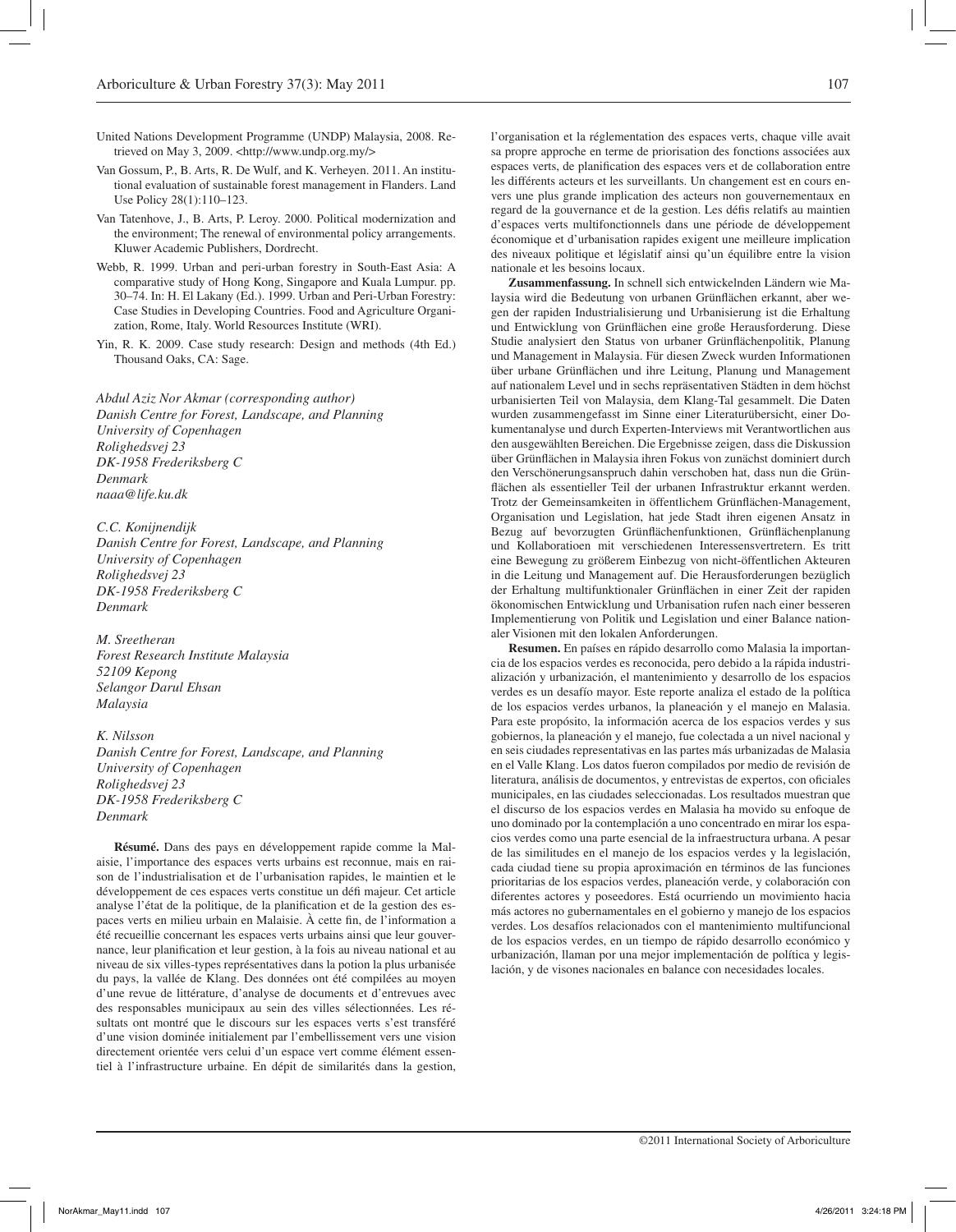United Nations Development Programme (UNDP) Malaysia, 2008. Retrieved on May 3, 2009. <http://www.undp.org.my/>

Van Gossum, P., B. Arts, R. De Wulf, and K. Verheyen. 2011. An institutional evaluation of sustainable forest management in Flanders. Land Use Policy 28(1):110–123.

Van Tatenhove, J., B. Arts, P. Leroy. 2000. Political modernization and the environment; The renewal of environmental policy arrangements. Kluwer Academic Publishers, Dordrecht.

Webb, R. 1999. Urban and peri-urban forestry in South-East Asia: A comparative study of Hong Kong, Singapore and Kuala Lumpur. pp. 30–74. In: H. El Lakany (Ed.). 1999. Urban and Peri-Urban Forestry: Case Studies in Developing Countries. Food and Agriculture Organization, Rome, Italy. World Resources Institute (WRI).

Yin, R. K. 2009. Case study research: Design and methods (4th Ed.) Thousand Oaks, CA: Sage.

*Abdul Aziz Nor Akmar (corresponding author)*
*Danish Centre for Forest, Landscape, and Planning*
*University of Copenhagen*
*Rolighedsvej 23*
*DK-1958 Frederiksberg C*
*Denmark*
*naaa@life.ku.dk*

*C.C. Konijnendijk*
*Danish Centre for Forest, Landscape, and Planning*
*University of Copenhagen*
*Rolighedsvej 23*
*DK-1958 Frederiksberg C*
*Denmark*

*M. Sreetheran*
*Forest Research Institute Malaysia*
*52109 Kepong*
*Selangor Darul Ehsan*
*Malaysia*

*K. Nilsson*
*Danish Centre for Forest, Landscape, and Planning*
*University of Copenhagen*
*Rolighedsvej 23*
*DK-1958 Frederiksberg C*
*Denmark*

**Résumé.** Dans des pays en développement rapide comme la Malaisie, l'importance des espaces verts urbains est reconnue, mais en raison de l'industrialisation et de l'urbanisation rapides, le maintien et le développement de ces espaces verts constitue un défi majeur. Cet article analyse l'état de la politique, de la planification et de la gestion des espaces verts en milieu urbain en Malaisie. À cette fin, de l'information a été recueillie concernant les espaces verts urbains ainsi que leur gouvernance, leur planification et leur gestion, à la fois au niveau national et au niveau de six villes-types représentatives dans la potion la plus urbanisée du pays, la vallée de Klang. Des données ont été compilées au moyen d'une revue de littérature, d'analyse de documents et d'entrevues avec des responsables municipaux au sein des villes sélectionnées. Les résultats ont montré que le discours sur les espaces verts s'est transféré d'une vision dominée initialement par l'embellissement vers une vision directement orientée vers celui d'un espace vert comme élément essentiel à l'infrastructure urbaine. En dépit de similarités dans la gestion, l'organisation et la réglementation des espaces verts, chaque ville avait sa propre approche en terme de priorisation des fonctions associées aux espaces verts, de planification des espaces vers et de collaboration entre les différents acteurs et les surveillants. Un changement est en cours envers une plus grande implication des acteurs non gouvernementaux en regard de la gouvernance et de la gestion. Les défis relatifs au maintien d'espaces verts multifonctionnels dans une période de développement économique et d'urbanisation rapides exigent une meilleure implication des niveaux politique et législatif ainsi qu'un équilibre entre la vision nationale et les besoins locaux.

**Zusammenfassung.** In schnell sich entwickelnden Ländern wie Malaysia wird die Bedeutung von urbanen Grünflächen erkannt, aber wegen der rapiden Industrialisierung und Urbanisierung ist die Erhaltung und Entwicklung von Grünflächen eine große Herausforderung. Diese Studie analysiert den Status von urbaner Grünflächenpolitik, Planung und Management in Malaysia. Für diesen Zweck wurden Informationen über urbane Grünflächen und ihre Leitung, Planung und Management auf nationalem Level und in sechs repräsentativen Städten in dem höchst urbanisierten Teil von Malaysia, dem Klang-Tal gesammelt. Die Daten wurden zusammengefasst im Sinne einer Literaturübersicht, einer Dokumentanalyse und durch Experten-Interviews mit Verantwortlichen aus den ausgewählten Bereichen. Die Ergebnisse zeigen, dass die Diskussion über Grünflächen in Malaysia ihren Fokus von zunächst dominiert durch den Verschönerungsanspruch dahin verschoben hat, dass nun die Grünflächen als essentieller Teil der urbanen Infrastruktur erkannt werden. Trotz der Gemeinsamkeiten in öffentlichem Grünflächen-Management, Organisation und Legislation, hat jede Stadt ihren eigenen Ansatz in Bezug auf bevorzugten Grünflächenfunktionen, Grünflächenplanung und Kollaboratioen mit verschiedenen Interessensvertretern. Es tritt eine Bewegung zu größerem Einbezug von nicht-öffentlichen Akteuren in die Leitung und Management auf. Die Herausforderungen bezüglich der Erhaltung multifunktionaler Grünflächen in einer Zeit der rapiden ökonomischen Entwicklung und Urbanisation rufen nach einer besseren Implementierung von Politik und Legislation und einer Balance nationaler Visionen mit den lokalen Anforderungen.

**Resumen.** En países en rápido desarrollo como Malasia la importancia de los espacios verdes es reconocida, pero debido a la rápida industrialización y urbanización, el mantenimiento y desarrollo de los espacios verdes es un desafío mayor. Este reporte analiza el estado de la política de los espacios verdes urbanos, la planeación y el manejo en Malasia. Para este propósito, la información acerca de los espacios verdes y sus gobiernos, la planeación y el manejo, fue colectada a un nivel nacional y en seis ciudades representativas en las partes más urbanizadas de Malasia en el Valle Klang. Los datos fueron compilados por medio de revisión de literatura, análisis de documentos, y entrevistas de expertos, con oficiales municipales, en las ciudades seleccionadas. Los resultados muestran que el discurso de los espacios verdes en Malasia ha movido su enfoque de uno dominado por la contemplación a uno concentrado en mirar los espacios verdes como una parte esencial de la infraestructura urbana. A pesar de las similitudes en el manejo de los espacios verdes y la legislación, cada ciudad tiene su propia aproximación en términos de las funciones prioritarias de los espacios verdes, planeación verde, y colaboración con diferentes actores y poseedores. Está ocurriendo un movimiento hacia más actores no gubernamentales en el gobierno y manejo de los espacios verdes. Los desafíos relacionados con el mantenimiento multifuncional de los espacios verdes, en un tiempo de rápido desarrollo económico y urbanización, llaman por una mejor implementación de política y legislación, y de visones nacionales en balance con necesidades locales.